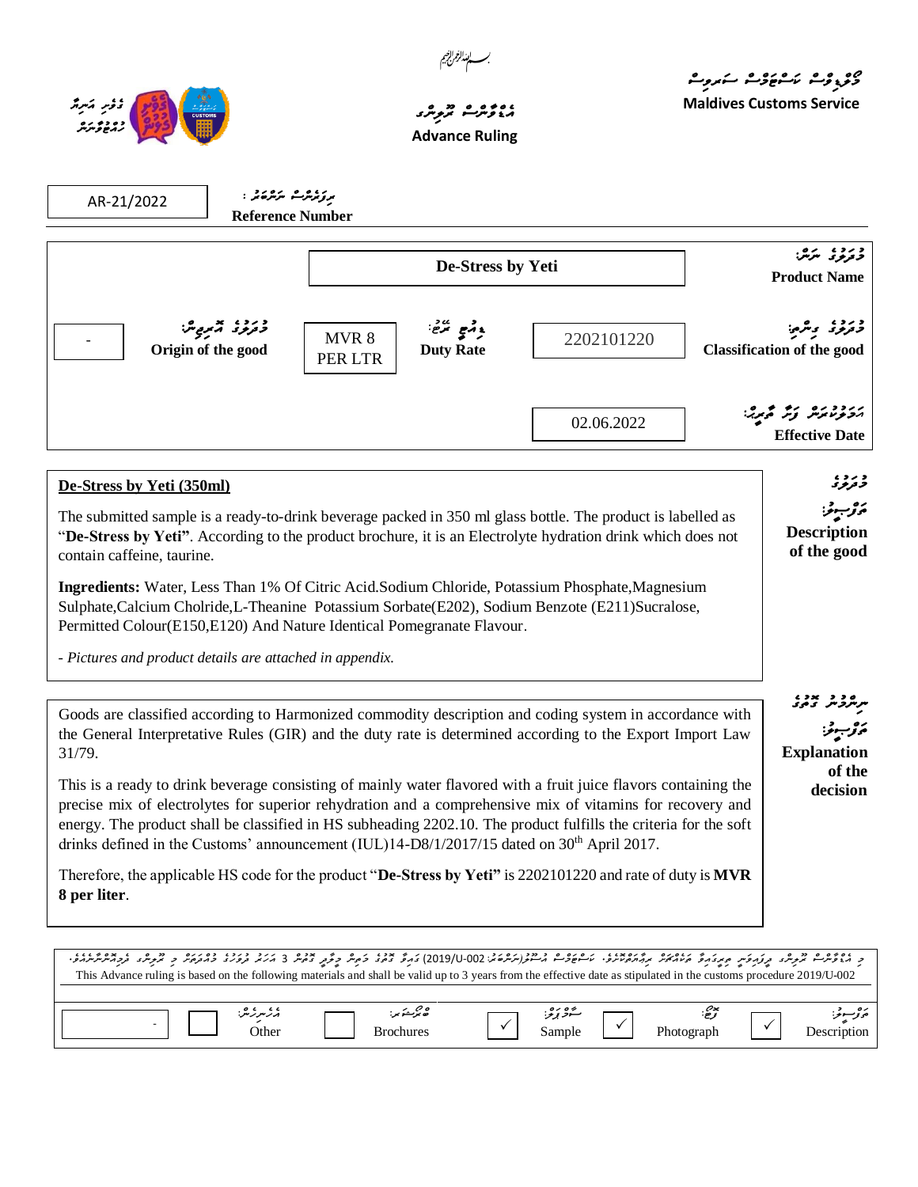بسم الله الرحمن الرحيم

ދިވެހި ކަސްޓަމްސް ސަރވިސް
**Maldives Customs Service**

އެޑްވާންސް ރޫލިންގ
**Advance Ruling**

ރެފަރެންސް ނަންބަރު :
**Reference Number**: AR-21/2022

| | | |
|---|---|---|
| **Product Name** | De-Stress by Yeti | |
| **Classification of the good** | 2202101220 | |
| **Duty Rate** | MVR 8 PER LTR | |
| **Origin of the good** | - | |
| **Effective Date** | 02.06.2022 | |

**Description of the good**

**De-Stress by Yeti (350ml)**

The submitted sample is a ready-to-drink beverage packed in 350 ml glass bottle. The product is labelled as "**De-Stress by Yeti**". According to the product brochure, it is an Electrolyte hydration drink which does not contain caffeine, taurine.

**Ingredients:** Water, Less Than 1% Of Citric Acid.Sodium Chloride, Potassium Phosphate,Magnesium Sulphate,Calcium Cholride,L-Theanine Potassium Sorbate(E202), Sodium Benzote (E211)Sucralose, Permitted Colour(E150,E120) And Nature Identical Pomegranate Flavour.

*- Pictures and product details are attached in appendix.*

**Explanation of the decision**

Goods are classified according to Harmonized commodity description and coding system in accordance with the General Interpretative Rules (GIR) and the duty rate is determined according to the Export Import Law 31/79.

This is a ready to drink beverage consisting of mainly water flavored with a fruit juice flavors containing the precise mix of electrolytes for superior rehydration and a comprehensive mix of vitamins for recovery and energy. The product shall be classified in HS subheading 2202.10. The product fulfills the criteria for the soft drinks defined in the Customs' announcement (IUL)14-D8/1/2017/15 dated on 30th April 2017.

Therefore, the applicable HS code for the product "**De-Stress by Yeti"** is 2202101220 and rate of duty is **MVR 8 per liter**.

This Advance ruling is based on the following materials and shall be valid up to 3 years from the effective date as stipulated in the customs procedure 2019/U-002

| Description | ✓ | Photograph | ✓ | Sample | ✓ | Brochures | | Other | | - |
|---|---|---|---|---|---|---|---|---|---|---|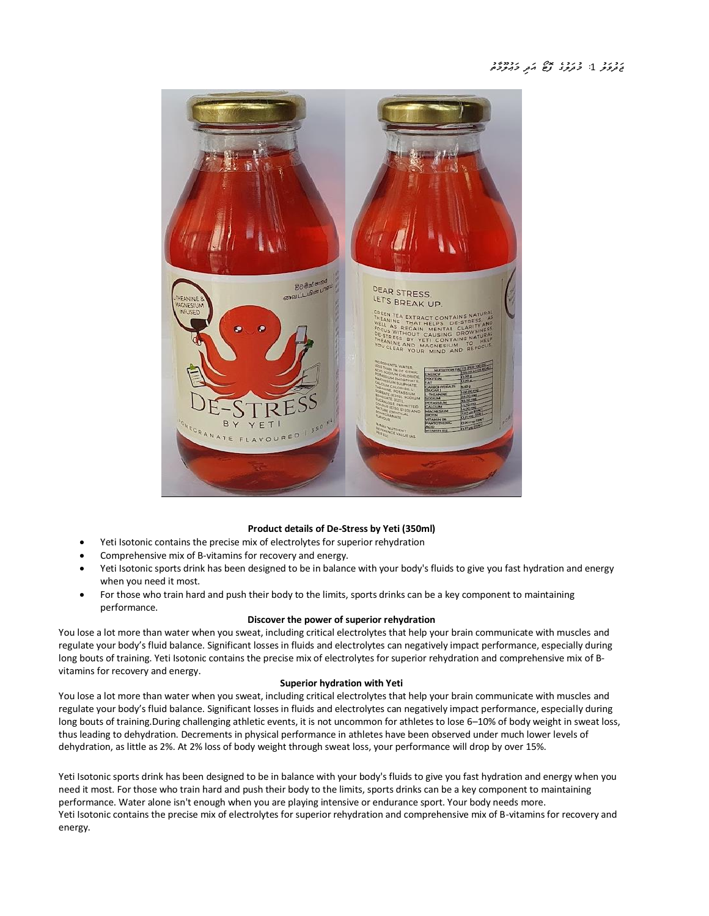ޖަދުވަލު 1: މުނުތުގެ ފޮޓޯ އަދި މައުލޫމާތު

**Product details of De-Stress by Yeti (350ml)**

- Yeti Isotonic contains the precise mix of electrolytes for superior rehydration
- Comprehensive mix of B-vitamins for recovery and energy.
- Yeti Isotonic sports drink has been designed to be in balance with your body's fluids to give you fast hydration and energy when you need it most.
- For those who train hard and push their body to the limits, sports drinks can be a key component to maintaining performance.

**Discover the power of superior rehydration**

You lose a lot more than water when you sweat, including critical electrolytes that help your brain communicate with muscles and regulate your body's fluid balance. Significant losses in fluids and electrolytes can negatively impact performance, especially during long bouts of training. Yeti Isotonic contains the precise mix of electrolytes for superior rehydration and comprehensive mix of B-vitamins for recovery and energy.

**Superior hydration with Yeti**

You lose a lot more than water when you sweat, including critical electrolytes that help your brain communicate with muscles and regulate your body's fluid balance. Significant losses in fluids and electrolytes can negatively impact performance, especially during long bouts of training.During challenging athletic events, it is not uncommon for athletes to lose 6–10% of body weight in sweat loss, thus leading to dehydration. Decrements in physical performance in athletes have been observed under much lower levels of dehydration, as little as 2%. At 2% loss of body weight through sweat loss, your performance will drop by over 15%.

Yeti Isotonic sports drink has been designed to be in balance with your body's fluids to give you fast hydration and energy when you need it most. For those who train hard and push their body to the limits, sports drinks can be a key component to maintaining performance. Water alone isn't enough when you are playing intensive or endurance sport. Your body needs more.
Yeti Isotonic contains the precise mix of electrolytes for superior rehydration and comprehensive mix of B-vitamins for recovery and energy.